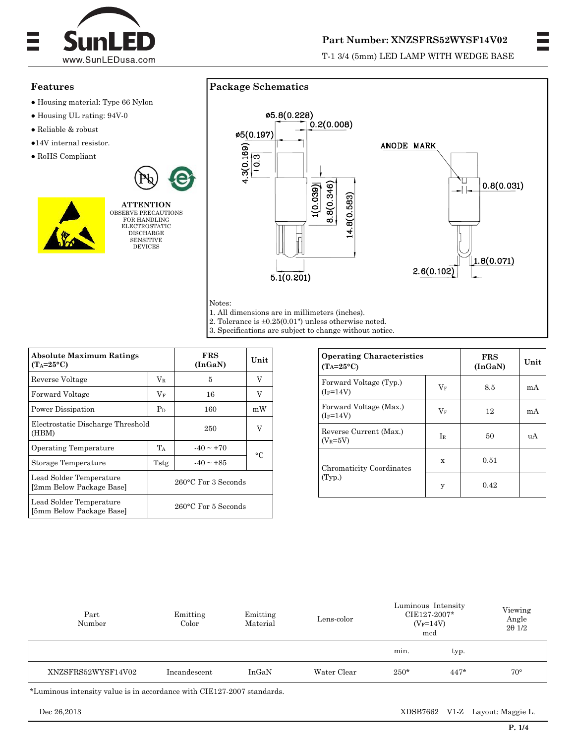**Part Number: XNZSFRS52WYSF14V02**

T-1 3/4 (5mm) LED LAMP WITH WEDGE BASE

## Features

- Housing material: Type 66 Nylon
- Housing UL rating: 94V-0
- Reliable & robust
- 14V internal resistor.
- RoHS Compliant

**ATTENTION**
OBSERVE PRECAUTIONS FOR HANDLING ELECTROSTATIC DISCHARGE SENSITIVE DEVICES

## Package Schematics

ø5.8(0.228)
0.2(0.008)
ø5(0.197)
4.3(0.169) ±0.3
1(0.039)
8.8(0.346)
14.8(0.583)
5.1(0.201)
ANODE MARK
0.8(0.031)
1.8(0.071)
2.6(0.102)

Notes:
1. All dimensions are in millimeters (inches).
2. Tolerance is ±0.25(0.01") unless otherwise noted.
3. Specifications are subject to change without notice.

| Absolute Maximum Ratings ($T_A$=25°C) | | FRS (InGaN) | Unit |
|---|---|---|---|
| Reverse Voltage | $V_R$ | 5 | V |
| Forward Voltage | $V_F$ | 16 | V |
| Power Dissipation | $P_D$ | 160 | mW |
| Electrostatic Discharge Threshold (HBM) | | 250 | V |
| Operating Temperature | $T_A$ | -40 ~ +70 | °C |
| Storage Temperature | Tstg | -40 ~ +85 | °C |
| Lead Solder Temperature [2mm Below Package Base] | | 260°C For 3 Seconds | |
| Lead Solder Temperature [5mm Below Package Base] | | 260°C For 5 Seconds | |

| Operating Characteristics ($T_A$=25°C) | | FRS (InGaN) | Unit |
|---|---|---|---|
| Forward Voltage (Typ.) ($I_F$=14V) | $V_F$ | 8.5 | mA |
| Forward Voltage (Max.) ($I_F$=14V) | $V_F$ | 12 | mA |
| Reverse Current (Max.) ($V_R$=5V) | $I_R$ | 50 | uA |
| Chromaticity Coordinates (Typ.) | x | 0.51 | |
| | y | 0.42 | |

| Part Number | Emitting Color | Emitting Material | Lens-color | Luminous Intensity CIE127-2007* ($V_F$=14V) mcd | | Viewing Angle 2θ 1/2 |
|---|---|---|---|---|---|---|
| | | | | min. | typ. | |
| XNZSFRS52WYSF14V02 | Incandescent | InGaN | Water Clear | 250* | 447* | 70° |

*Luminous intensity value is in accordance with CIE127-2007 standards.

Dec 26,2013    XDSB7662    V1-Z    Layout: Maggie L.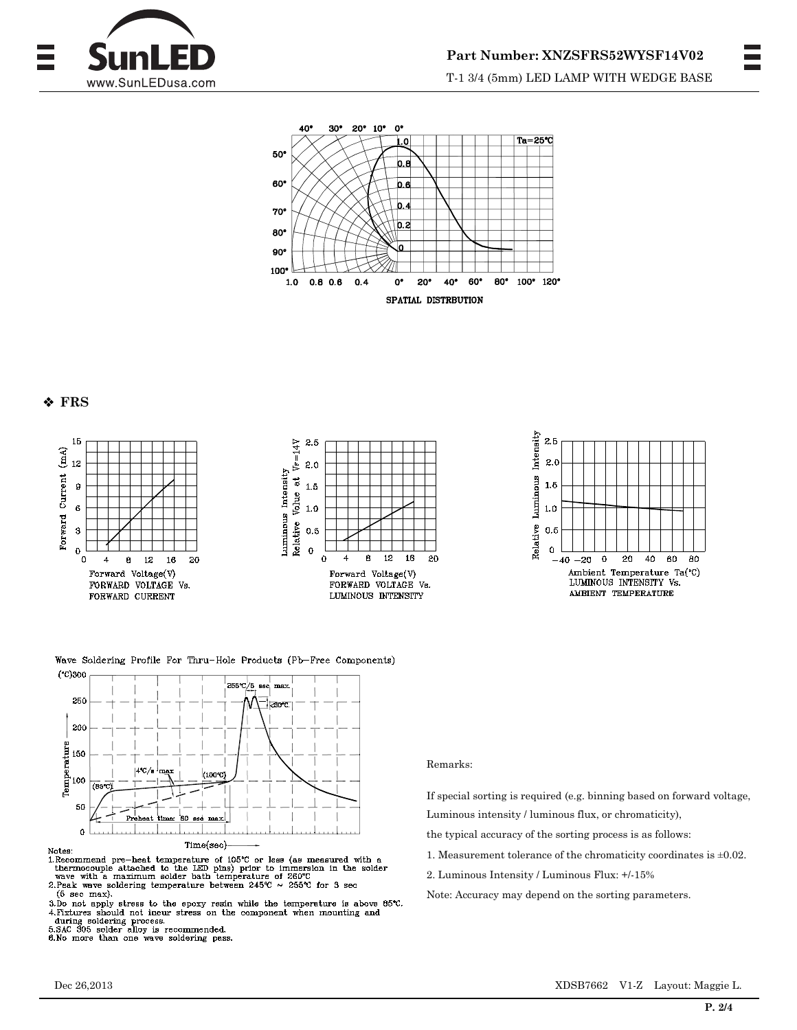SPATIAL DISTRBUTION

Ta=25℃

## ❖ FRS

FORWARD VOLTAGE Vs. FORWARD CURRENT

FORWARD VOLTAGE Vs. LUMINOUS INTENSITY

LUMINOUS INTENSITY Vs. AMBIENT TEMPERATURE

Wave Soldering Profile For Thru-Hole Products (Pb-Free Components)

Notes:

1. Recommend pre-heat temperature of 105°C or less (as measured with a thermocouple attached to the LED pins) prior to immersion in the solder wave with a maximum solder bath temperature of 260°C
2. Peak wave soldering temperature between 245°C ~ 255°C for 3 sec (5 sec max).
3. Do not apply stress to the epoxy resin while the temperature is above 85°C.
4. Fixtures should not incur stress on the component when mounting and during soldering process.
5. SAC 305 solder alloy is recommended.
6. No more than one wave soldering pass.

Remarks:

If special sorting is required (e.g. binning based on forward voltage, Luminous intensity / luminous flux, or chromaticity), the typical accuracy of the sorting process is as follows:

1. Measurement tolerance of the chromaticity coordinates is ±0.02.
2. Luminous Intensity / Luminous Flux: +/-15%

Note: Accuracy may depend on the sorting parameters.

Dec 26,2013 XDSB7662 V1-Z Layout: Maggie L.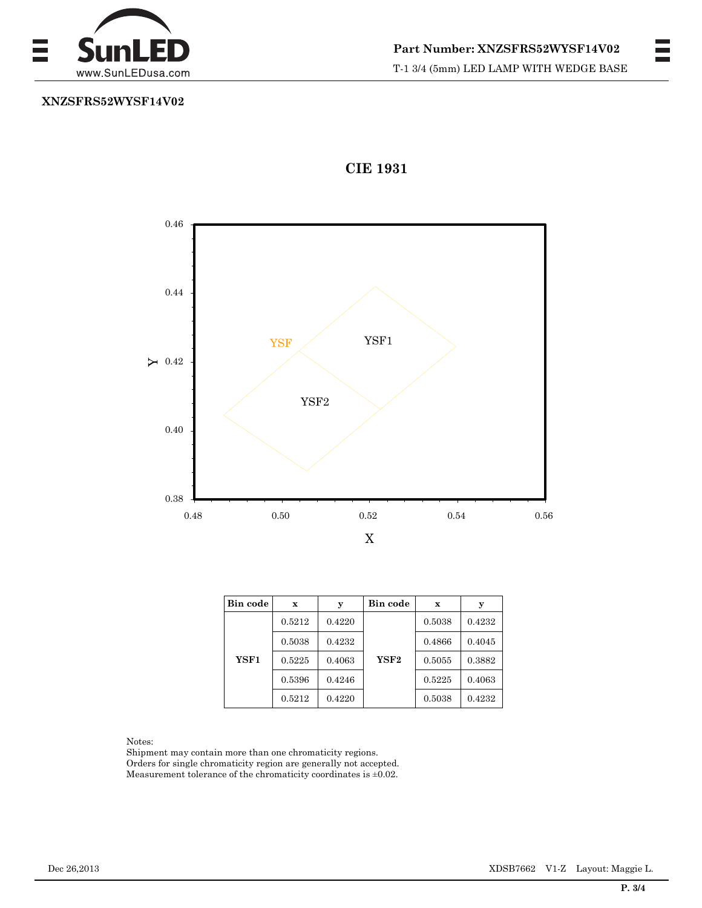**XNZSFRS52WYSF14V02**

## CIE 1931

| Bin code | x | y | Bin code | x | y |
|---|---|---|---|---|---|
| YSF1 | 0.5212 | 0.4220 | YSF2 | 0.5038 | 0.4232 |
| | 0.5038 | 0.4232 | | 0.4866 | 0.4045 |
| | 0.5225 | 0.4063 | | 0.5055 | 0.3882 |
| | 0.5396 | 0.4246 | | 0.5225 | 0.4063 |
| | 0.5212 | 0.4220 | | 0.5038 | 0.4232 |

Notes:
Shipment may contain more than one chromaticity regions.
Orders for single chromaticity region are generally not accepted.
Measurement tolerance of the chromaticity coordinates is ±0.02.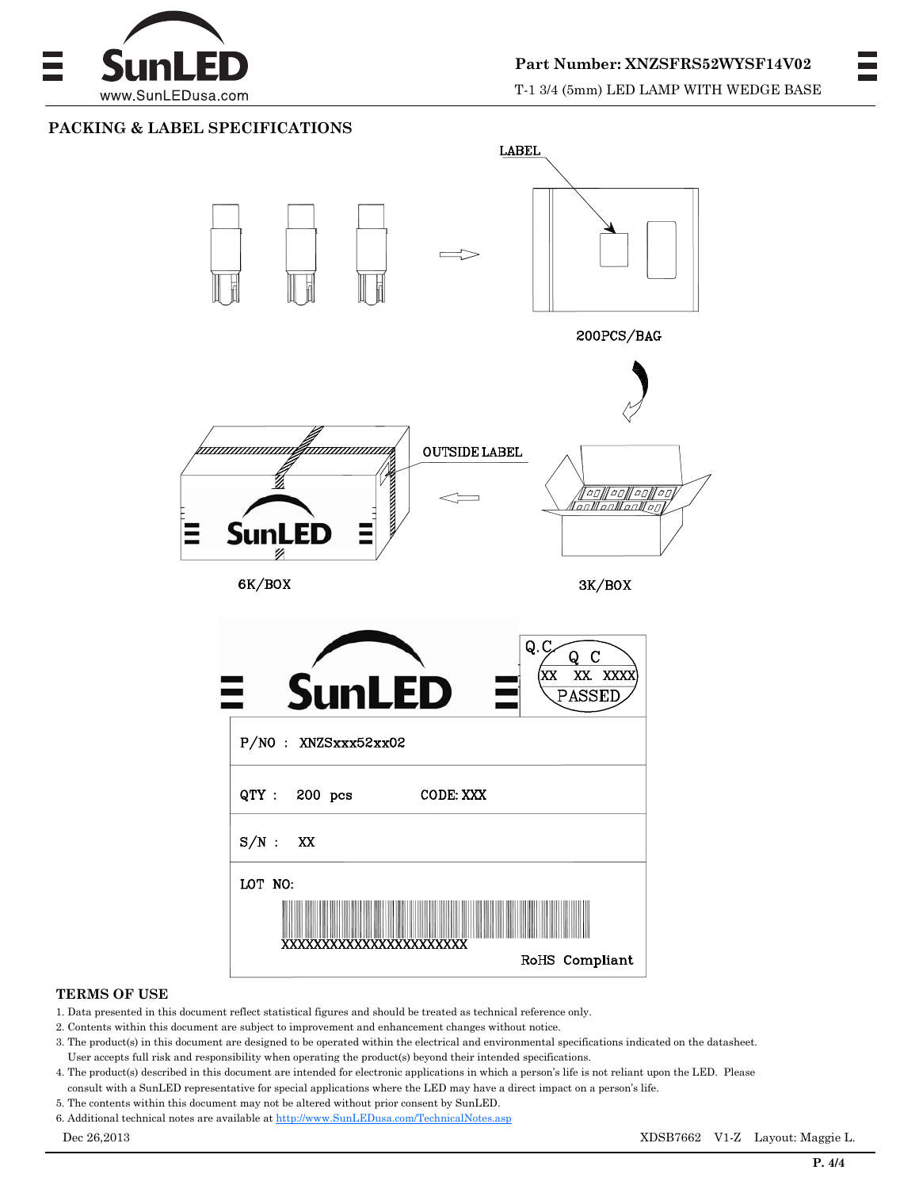## PACKING & LABEL SPECIFICATIONS

LABEL

200PCS/BAG

OUTSIDE LABEL

6K/BOX

3K/BOX

Q.C.

Q C

XX XX XXXX

PASSED

P/NO : XNZSxxx52xx02

QTY : 200 pcs CODE: XXX

S/N : XX

LOT NO:

XXXXXXXXXXXXXXXXXXXXXX

RoHS Compliant

### TERMS OF USE

1. Data presented in this document reflect statistical figures and should be treated as technical reference only.
2. Contents within this document are subject to improvement and enhancement changes without notice.
3. The product(s) in this document are designed to be operated within the electrical and environmental specifications indicated on the datasheet. User accepts full risk and responsibility when operating the product(s) beyond their intended specifications.
4. The product(s) described in this document are intended for electronic applications in which a person's life is not reliant upon the LED. Please consult with a SunLED representative for special applications where the LED may have a direct impact on a person's life.
5. The contents within this document may not be altered without prior consent by SunLED.
6. Additional technical notes are available at http://www.SunLEDusa.com/TechnicalNotes.asp

Dec 26,2013 XDSB7662 V1-Z Layout: Maggie L.